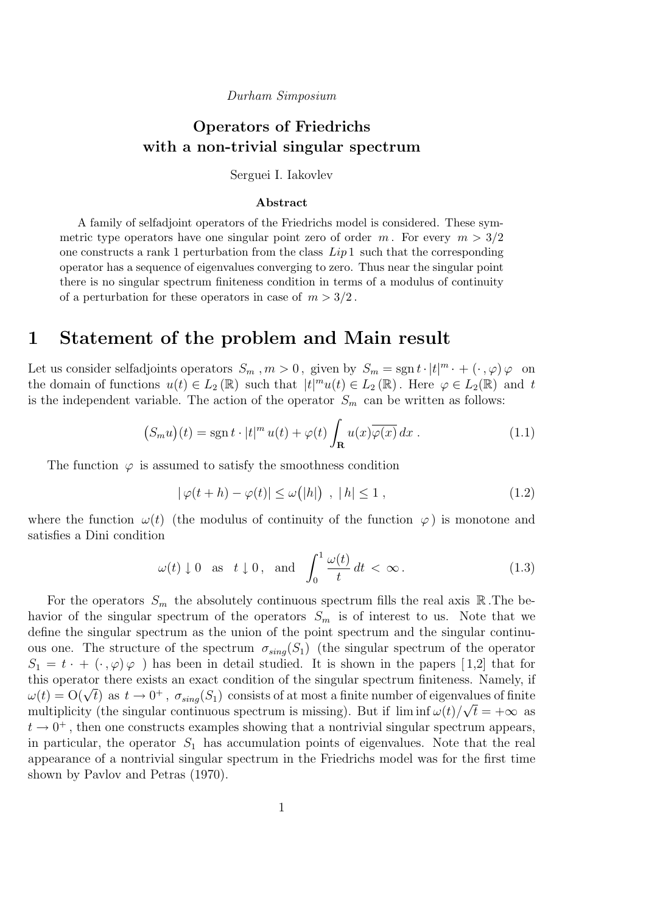*Durham Simposium*

# Operators of Friedrichs with a non-trivial singular spectrum

Serguei I. Iakovlev

**Abstract**

A family of selfadjoint operators of the Friedrichs model is considered. These symmetric type operators have one singular point zero of order $m$. For every $m > 3/2$ one constructs a rank 1 perturbation from the class $Lip\,1$ such that the corresponding operator has a sequence of eigenvalues converging to zero. Thus near the singular point there is no singular spectrum finiteness condition in terms of a modulus of continuity of a perturbation for these operators in case of $m > 3/2$.

## 1 Statement of the problem and Main result

Let us consider selfadjoints operators $S_m$ , $m > 0$, given by $S_m = \operatorname{sgn} t \cdot |t|^m \cdot + (\cdot, \varphi)\,\varphi$ on the domain of functions $u(t) \in L_2(\mathbb{R})$ such that $|t|^m u(t) \in L_2(\mathbb{R})$. Here $\varphi \in L_2(\mathbb{R})$ and $t$ is the independent variable. The action of the operator $S_m$ can be written as follows:

$$\big(S_m u\big)(t) = \operatorname{sgn} t \cdot |t|^m\, u(t) + \varphi(t) \int_{\mathbf{R}} u(x)\overline{\varphi(x)}\, dx\,. \tag{1.1}$$

The function $\varphi$ is assumed to satisfy the smoothness condition

$$|\,\varphi(t+h) - \varphi(t)| \le \omega\big(|h|\big)\ ,\ |\,h| \le 1\,, \tag{1.2}$$

where the function $\omega(t)$ (the modulus of continuity of the function $\varphi$) is monotone and satisfies a Dini condition

$$\omega(t) \downarrow 0 \quad \text{as} \quad t \downarrow 0\,, \quad \text{and} \quad \int_0^1 \frac{\omega(t)}{t}\, dt\, <\, \infty\,. \tag{1.3}$$

For the operators $S_m$ the absolutely continuous spectrum fills the real axis $\mathbb{R}$ .The behavior of the singular spectrum of the operators $S_m$ is of interest to us. Note that we define the singular spectrum as the union of the point spectrum and the singular continuous one. The structure of the spectrum $\sigma_{sing}(S_1)$ (the singular spectrum of the operator $S_1 = t\,\cdot + (\cdot, \varphi)\,\varphi$ ) has been in detail studied. It is shown in the papers [1,2] that for this operator there exists an exact condition of the singular spectrum finiteness. Namely, if $\omega(t) = \mathrm{O}(\sqrt{t})$ as $t \to 0^+$, $\sigma_{sing}(S_1)$ consists of at most a finite number of eigenvalues of finite multiplicity (the singular continuous spectrum is missing). But if $\liminf \omega(t)/\sqrt{t} = +\infty$ as $t \to 0^+$, then one constructs examples showing that a nontrivial singular spectrum appears, in particular, the operator $S_1$ has accumulation points of eigenvalues. Note that the real appearance of a nontrivial singular spectrum in the Friedrichs model was for the first time shown by Pavlov and Petras (1970).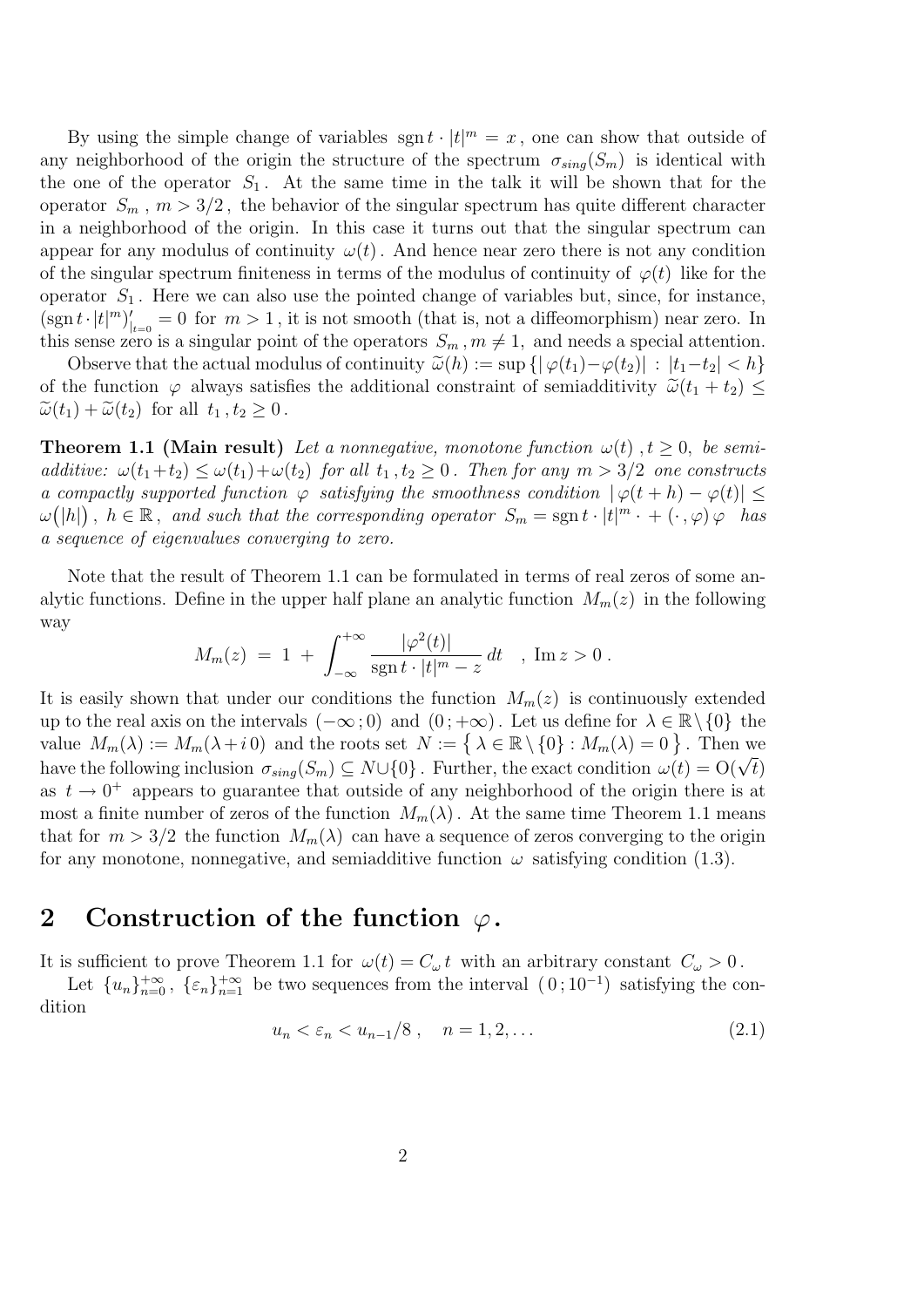By using the simple change of variables $\operatorname{sgn} t \cdot |t|^m = x$, one can show that outside of any neighborhood of the origin the structure of the spectrum $\sigma_{sing}(S_m)$ is identical with the one of the operator $S_1$. At the same time in the talk it will be shown that for the operator $S_m$, $m > 3/2$, the behavior of the singular spectrum has quite different character in a neighborhood of the origin. In this case it turns out that the singular spectrum can appear for any modulus of continuity $\omega(t)$. And hence near zero there is not any condition of the singular spectrum finiteness in terms of the modulus of continuity of $\varphi(t)$ like for the operator $S_1$. Here we can also use the pointed change of variables but, since, for instance, $(\operatorname{sgn} t \cdot |t|^m)'_{|t=0} = 0$ for $m > 1$, it is not smooth (that is, not a diffeomorphism) near zero. In this sense zero is a singular point of the operators $S_m, m \neq 1$, and needs a special attention.

Observe that the actual modulus of continuity $\widetilde{\omega}(h) := \sup \{ |\varphi(t_1) - \varphi(t_2)| : |t_1 - t_2| < h \}$ of the function $\varphi$ always satisfies the additional constraint of semiadditivity $\widetilde{\omega}(t_1 + t_2) \leq \widetilde{\omega}(t_1) + \widetilde{\omega}(t_2)$ for all $t_1, t_2 \geq 0$.

**Theorem 1.1 (Main result)** *Let a nonnegative, monotone function $\omega(t)$, $t \geq 0$, be semiadditive: $\omega(t_1 + t_2) \leq \omega(t_1) + \omega(t_2)$ for all $t_1, t_2 \geq 0$. Then for any $m > 3/2$ one constructs a compactly supported function $\varphi$ satisfying the smoothness condition $|\varphi(t+h) - \varphi(t)| \leq \omega(|h|)$, $h \in \mathbb{R}$, and such that the corresponding operator $S_m = \operatorname{sgn} t \cdot |t|^m \cdot + (\cdot, \varphi)\varphi$ has a sequence of eigenvalues converging to zero.*

Note that the result of Theorem 1.1 can be formulated in terms of real zeros of some analytic functions. Define in the upper half plane an analytic function $M_m(z)$ in the following way

$$M_m(z) = 1 + \int_{-\infty}^{+\infty} \frac{|\varphi^2(t)|}{\operatorname{sgn} t \cdot |t|^m - z} \, dt \quad , \ \operatorname{Im} z > 0 \, .$$

It is easily shown that under our conditions the function $M_m(z)$ is continuously extended up to the real axis on the intervals $(-\infty; 0)$ and $(0; +\infty)$. Let us define for $\lambda \in \mathbb{R} \setminus \{0\}$ the value $M_m(\lambda) := M_m(\lambda + i\,0)$ and the roots set $N := \{ \lambda \in \mathbb{R} \setminus \{0\} : M_m(\lambda) = 0 \}$. Then we have the following inclusion $\sigma_{sing}(S_m) \subseteq N \cup \{0\}$. Further, the exact condition $\omega(t) = \mathrm{O}(\sqrt{t})$ as $t \to 0^+$ appears to guarantee that outside of any neighborhood of the origin there is at most a finite number of zeros of the function $M_m(\lambda)$. At the same time Theorem 1.1 means that for $m > 3/2$ the function $M_m(\lambda)$ can have a sequence of zeros converging to the origin for any monotone, nonnegative, and semiadditive function $\omega$ satisfying condition (1.3).

## 2 Construction of the function $\varphi$.

It is sufficient to prove Theorem 1.1 for $\omega(t) = C_\omega t$ with an arbitrary constant $C_\omega > 0$.

Let $\{u_n\}_{n=0}^{+\infty}$, $\{\varepsilon_n\}_{n=1}^{+\infty}$ be two sequences from the interval $(0; 10^{-1})$ satisfying the condition

$$u_n < \varepsilon_n < u_{n-1}/8 \, , \quad n = 1, 2, \ldots \tag{2.1}$$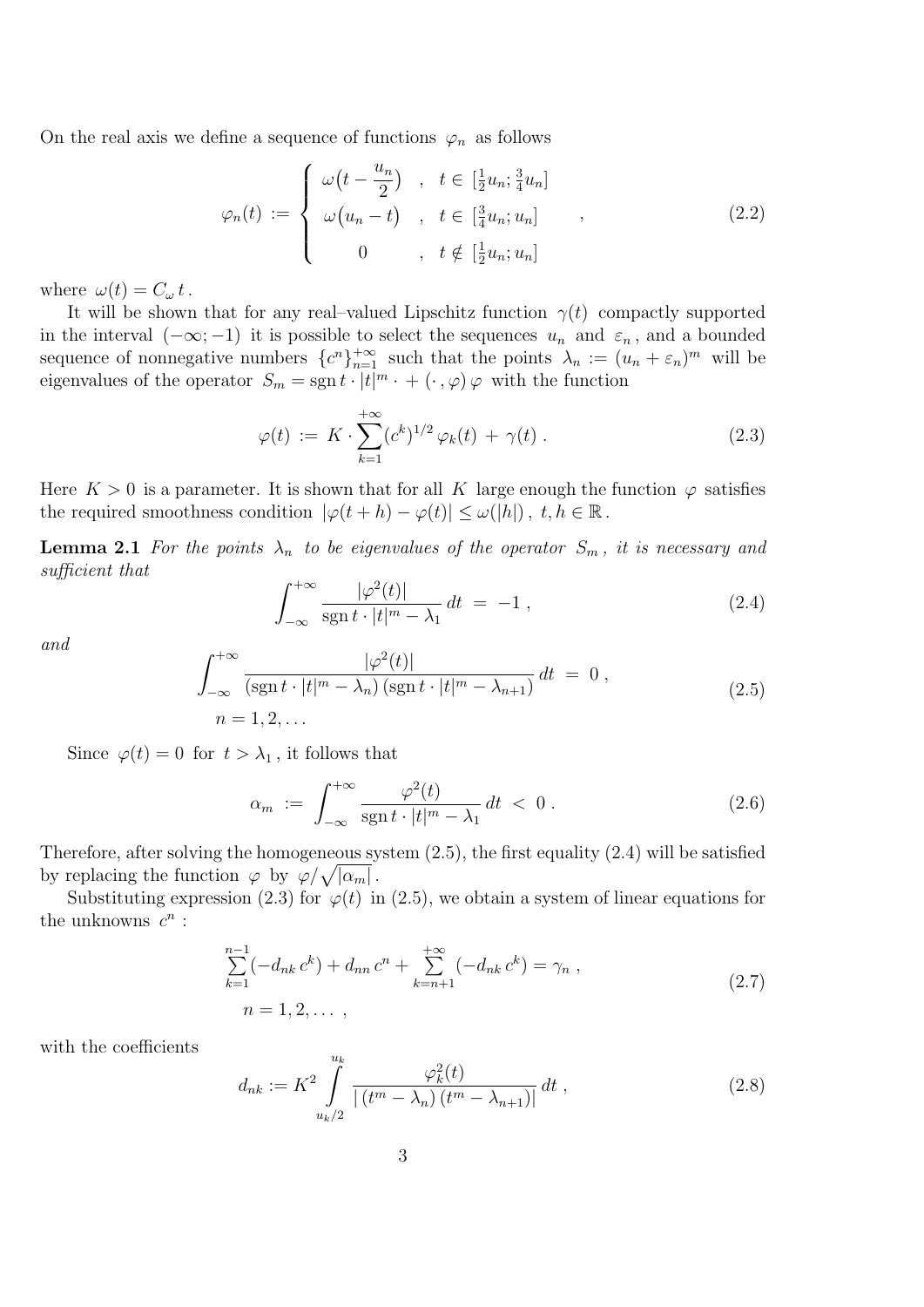On the real axis we define a sequence of functions $\varphi_n$ as follows

$$
\varphi_n(t) := \begin{cases} \omega\big(t - \dfrac{u_n}{2}\big) & , \quad t \in [\frac{1}{2}u_n; \frac{3}{4}u_n] \\ \omega\big(u_n - t\big) & , \quad t \in [\frac{3}{4}u_n; u_n] \\ 0 & , \quad t \notin [\frac{1}{2}u_n; u_n] \end{cases} , \tag{2.2}
$$

where $\omega(t) = C_\omega\, t$.

It will be shown that for any real–valued Lipschitz function $\gamma(t)$ compactly supported in the interval $(-\infty; -1)$ it is possible to select the sequences $u_n$ and $\varepsilon_n$, and a bounded sequence of nonnegative numbers $\{c^n\}_{n=1}^{+\infty}$ such that the points $\lambda_n := (u_n + \varepsilon_n)^m$ will be eigenvalues of the operator $S_m = \operatorname{sgn} t \cdot |t|^m \cdot + (\cdot, \varphi)\, \varphi$ with the function

$$
\varphi(t) := K \cdot \sum_{k=1}^{+\infty} (c^k)^{1/2}\, \varphi_k(t) + \gamma(t)\,. \tag{2.3}
$$

Here $K > 0$ is a parameter. It is shown that for all $K$ large enough the function $\varphi$ satisfies the required smoothness condition $|\varphi(t+h) - \varphi(t)| \le \omega(|h|)\,,\ t, h \in \mathbb{R}$.

**Lemma 2.1** *For the points $\lambda_n$ to be eigenvalues of the operator $S_m$, it is necessary and sufficient that*

$$
\int_{-\infty}^{+\infty} \frac{|\varphi^2(t)|}{\operatorname{sgn} t \cdot |t|^m - \lambda_1}\, dt \;=\; -1\,, \tag{2.4}
$$

*and*

$$
\int_{-\infty}^{+\infty} \frac{|\varphi^2(t)|}{(\operatorname{sgn} t \cdot |t|^m - \lambda_n)\,(\operatorname{sgn} t \cdot |t|^m - \lambda_{n+1})}\, dt \;=\; 0\,, \qquad n = 1, 2, \ldots \tag{2.5}
$$

Since $\varphi(t) = 0$ for $t > \lambda_1$, it follows that

$$
\alpha_m := \int_{-\infty}^{+\infty} \frac{\varphi^2(t)}{\operatorname{sgn} t \cdot |t|^m - \lambda_1}\, dt \;<\; 0\,. \tag{2.6}
$$

Therefore, after solving the homogeneous system (2.5), the first equality (2.4) will be satisfied by replacing the function $\varphi$ by $\varphi/\sqrt{|\alpha_m|}$.

Substituting expression (2.3) for $\varphi(t)$ in (2.5), we obtain a system of linear equations for the unknowns $c^n$ :

$$
\sum_{k=1}^{n-1} (-d_{nk}\, c^k) + d_{nn}\, c^n + \sum_{k=n+1}^{+\infty} (-d_{nk}\, c^k) = \gamma_n\,, \qquad n = 1, 2, \ldots\,, \tag{2.7}
$$

with the coefficients

$$
d_{nk} := K^2 \int_{u_k/2}^{u_k} \frac{\varphi_k^2(t)}{|\,(t^m - \lambda_n)\,(t^m - \lambda_{n+1})|}\, dt\,, \tag{2.8}
$$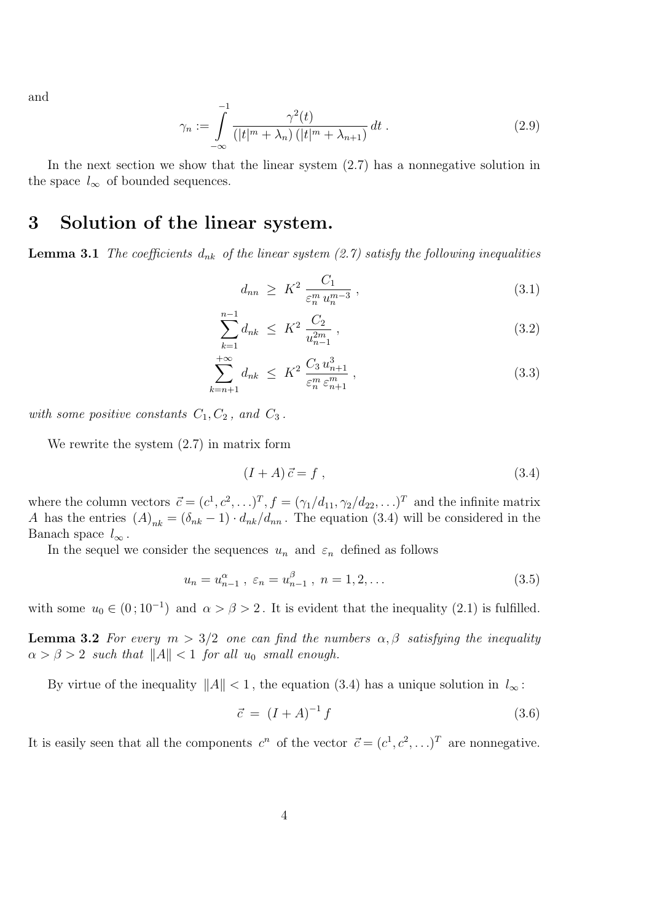and

$$
\gamma_n := \int_{-\infty}^{-1} \frac{\gamma^2(t)}{(|t|^m + \lambda_n)\,(|t|^m + \lambda_{n+1})}\, dt\ . \tag{2.9}
$$

In the next section we show that the linear system (2.7) has a nonnegative solution in the space $l_\infty$ of bounded sequences.

# 3 Solution of the linear system.

**Lemma 3.1** *The coefficients $d_{nk}$ of the linear system (2.7) satisfy the following inequalities*

$$
d_{nn} \ \geq \ K^2\, \frac{C_1}{\varepsilon_n^m\, u_n^{m-3}}\ , \tag{3.1}
$$

$$
\sum_{k=1}^{n-1} d_{nk} \ \leq \ K^2\, \frac{C_2}{u_{n-1}^{2m}}\ , \tag{3.2}
$$

$$
\sum_{k=n+1}^{+\infty} d_{nk} \ \leq \ K^2\, \frac{C_3\, u_{n+1}^3}{\varepsilon_n^m\, \varepsilon_{n+1}^m}\ , \tag{3.3}
$$

*with some positive constants $C_1, C_2$, and $C_3$.*

We rewrite the system (2.7) in matrix form

$$
(I + A)\,\vec{c} = f\ , \tag{3.4}
$$

where the column vectors $\vec{c} = (c^1, c^2, \ldots)^T, f = (\gamma_1/d_{11}, \gamma_2/d_{22}, \ldots)^T$ and the infinite matrix $A$ has the entries $(A)_{nk} = (\delta_{nk} - 1)\cdot d_{nk}/d_{nn}$. The equation (3.4) will be considered in the Banach space $l_\infty$.

In the sequel we consider the sequences $u_n$ and $\varepsilon_n$ defined as follows

$$
u_n = u_{n-1}^{\alpha}\ ,\ \varepsilon_n = u_{n-1}^{\beta}\ ,\ n = 1, 2, \ldots \tag{3.5}
$$

with some $u_0 \in (0\,; 10^{-1})$ and $\alpha > \beta > 2$. It is evident that the inequality (2.1) is fulfilled.

**Lemma 3.2** *For every $m > 3/2$ one can find the numbers $\alpha, \beta$ satisfying the inequality $\alpha > \beta > 2$ such that $\|A\| < 1$ for all $u_0$ small enough.*

By virtue of the inequality $\|A\| < 1$, the equation (3.4) has a unique solution in $l_\infty$:

$$
\vec{c} \ = \ (I + A)^{-1}\, f \tag{3.6}
$$

It is easily seen that all the components $c^n$ of the vector $\vec{c} = (c^1, c^2, \ldots)^T$ are nonnegative.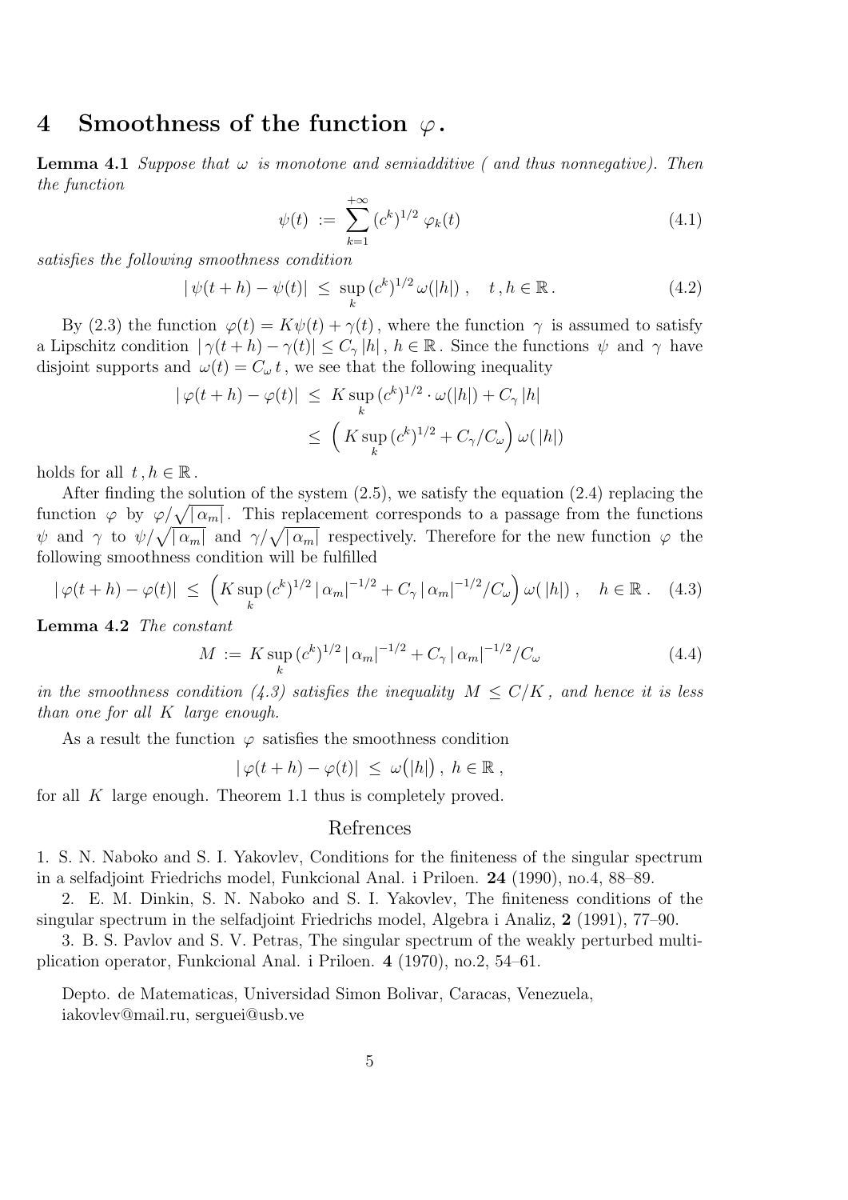## 4 Smoothness of the function $\varphi$.

**Lemma 4.1** *Suppose that $\omega$ is monotone and semiadditive ( and thus nonnegative). Then the function*

$$\psi(t) := \sum_{k=1}^{+\infty} (c^k)^{1/2} \varphi_k(t) \tag{4.1}$$

*satisfies the following smoothness condition*

$$|\psi(t+h) - \psi(t)| \le \sup_k (c^k)^{1/2} \omega(|h|), \quad t, h \in \mathbb{R}. \tag{4.2}$$

By (2.3) the function $\varphi(t) = K\psi(t) + \gamma(t)$, where the function $\gamma$ is assumed to satisfy a Lipschitz condition $|\gamma(t+h) - \gamma(t)| \le C_\gamma |h|$, $h \in \mathbb{R}$. Since the functions $\psi$ and $\gamma$ have disjoint supports and $\omega(t) = C_\omega t$, we see that the following inequality

$$\begin{aligned} |\varphi(t+h) - \varphi(t)| &\le K \sup_k (c^k)^{1/2} \cdot \omega(|h|) + C_\gamma |h| \\ &\le \Big( K \sup_k (c^k)^{1/2} + C_\gamma / C_\omega \Big) \omega(|h|) \end{aligned}$$

holds for all $t, h \in \mathbb{R}$.

After finding the solution of the system (2.5), we satisfy the equation (2.4) replacing the function $\varphi$ by $\varphi/\sqrt{|\alpha_m|}$. This replacement corresponds to a passage from the functions $\psi$ and $\gamma$ to $\psi/\sqrt{|\alpha_m|}$ and $\gamma/\sqrt{|\alpha_m|}$ respectively. Therefore for the new function $\varphi$ the following smoothness condition will be fulfilled

$$|\varphi(t+h) - \varphi(t)| \le \Big( K \sup_k (c^k)^{1/2} |\alpha_m|^{-1/2} + C_\gamma |\alpha_m|^{-1/2} / C_\omega \Big) \omega(|h|), \quad h \in \mathbb{R}. \tag{4.3}$$

**Lemma 4.2** *The constant*

$$M := K \sup_k (c^k)^{1/2} |\alpha_m|^{-1/2} + C_\gamma |\alpha_m|^{-1/2} / C_\omega \tag{4.4}$$

*in the smoothness condition (4.3) satisfies the inequality $M \le C/K$, and hence it is less than one for all $K$ large enough.*

As a result the function $\varphi$ satisfies the smoothness condition

$$|\varphi(t+h) - \varphi(t)| \le \omega(|h|), \ h \in \mathbb{R},$$

for all $K$ large enough. Theorem 1.1 thus is completely proved.

## Refrences

1. S. N. Naboko and S. I. Yakovlev, Conditions for the finiteness of the singular spectrum in a selfadjoint Friedrichs model, Funkcional Anal. i Priloen. **24** (1990), no.4, 88–89.

2. E. M. Dinkin, S. N. Naboko and S. I. Yakovlev, The finiteness conditions of the singular spectrum in the selfadjoint Friedrichs model, Algebra i Analiz, **2** (1991), 77–90.

3. B. S. Pavlov and S. V. Petras, The singular spectrum of the weakly perturbed multiplication operator, Funkcional Anal. i Priloen. **4** (1970), no.2, 54–61.

Depto. de Matematicas, Universidad Simon Bolivar, Caracas, Venezuela,
iakovlev@mail.ru, serguei@usb.ve